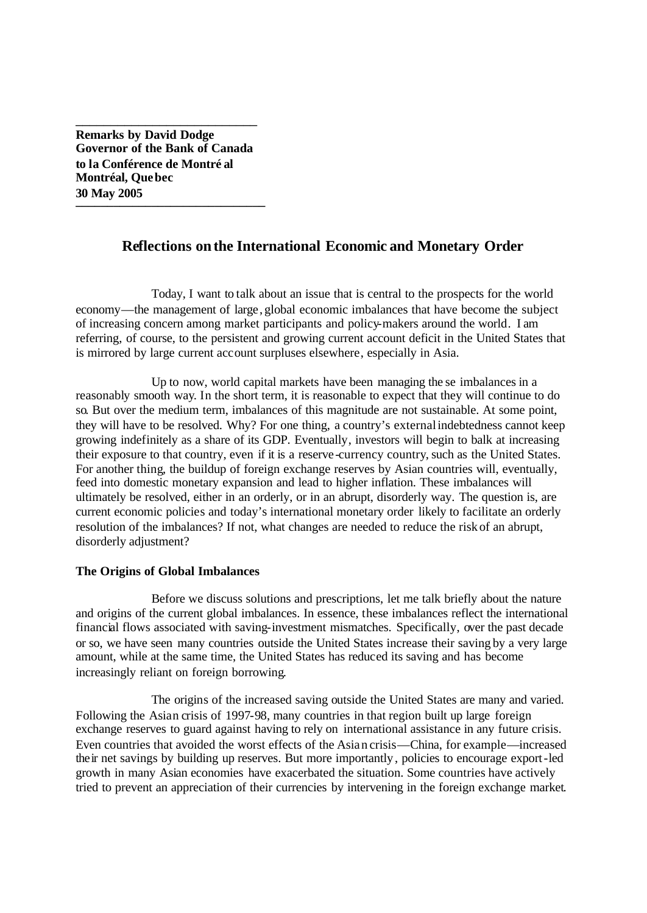**Remarks by David Dodge**
**Governor of the Bank of Canada**
**to la Conférence de Montréal**
**Montréal, Quebec**
**30 May 2005**

## Reflections on the International Economic and Monetary Order

Today, I want to talk about an issue that is central to the prospects for the world economy—the management of large, global economic imbalances that have become the subject of increasing concern among market participants and policy-makers around the world. I am referring, of course, to the persistent and growing current account deficit in the United States that is mirrored by large current account surpluses elsewhere, especially in Asia.

Up to now, world capital markets have been managing these imbalances in a reasonably smooth way. In the short term, it is reasonable to expect that they will continue to do so. But over the medium term, imbalances of this magnitude are not sustainable. At some point, they will have to be resolved. Why? For one thing, a country's external indebtedness cannot keep growing indefinitely as a share of its GDP. Eventually, investors will begin to balk at increasing their exposure to that country, even if it is a reserve-currency country, such as the United States. For another thing, the buildup of foreign exchange reserves by Asian countries will, eventually, feed into domestic monetary expansion and lead to higher inflation. These imbalances will ultimately be resolved, either in an orderly, or in an abrupt, disorderly way. The question is, are current economic policies and today's international monetary order likely to facilitate an orderly resolution of the imbalances? If not, what changes are needed to reduce the risk of an abrupt, disorderly adjustment?

### The Origins of Global Imbalances

Before we discuss solutions and prescriptions, let me talk briefly about the nature and origins of the current global imbalances. In essence, these imbalances reflect the international financial flows associated with saving-investment mismatches. Specifically, over the past decade or so, we have seen many countries outside the United States increase their saving by a very large amount, while at the same time, the United States has reduced its saving and has become increasingly reliant on foreign borrowing.

The origins of the increased saving outside the United States are many and varied. Following the Asian crisis of 1997-98, many countries in that region built up large foreign exchange reserves to guard against having to rely on international assistance in any future crisis. Even countries that avoided the worst effects of the Asian crisis—China, for example—increased their net savings by building up reserves. But more importantly, policies to encourage export-led growth in many Asian economies have exacerbated the situation. Some countries have actively tried to prevent an appreciation of their currencies by intervening in the foreign exchange market.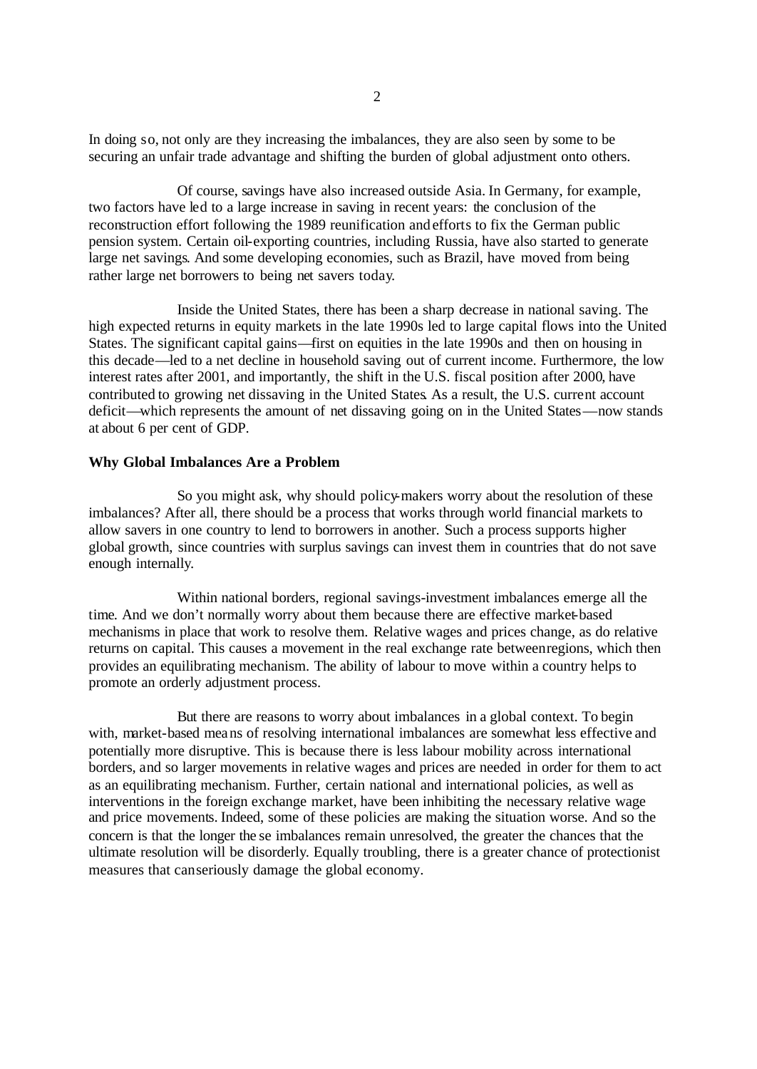In doing so, not only are they increasing the imbalances, they are also seen by some to be securing an unfair trade advantage and shifting the burden of global adjustment onto others.

Of course, savings have also increased outside Asia. In Germany, for example, two factors have led to a large increase in saving in recent years: the conclusion of the reconstruction effort following the 1989 reunification and efforts to fix the German public pension system. Certain oil-exporting countries, including Russia, have also started to generate large net savings. And some developing economies, such as Brazil, have moved from being rather large net borrowers to being net savers today.

Inside the United States, there has been a sharp decrease in national saving. The high expected returns in equity markets in the late 1990s led to large capital flows into the United States. The significant capital gains—first on equities in the late 1990s and then on housing in this decade—led to a net decline in household saving out of current income. Furthermore, the low interest rates after 2001, and importantly, the shift in the U.S. fiscal position after 2000, have contributed to growing net dissaving in the United States. As a result, the U.S. current account deficit—which represents the amount of net dissaving going on in the United States—now stands at about 6 per cent of GDP.

**Why Global Imbalances Are a Problem**

So you might ask, why should policy-makers worry about the resolution of these imbalances? After all, there should be a process that works through world financial markets to allow savers in one country to lend to borrowers in another. Such a process supports higher global growth, since countries with surplus savings can invest them in countries that do not save enough internally.

Within national borders, regional savings-investment imbalances emerge all the time. And we don't normally worry about them because there are effective market-based mechanisms in place that work to resolve them. Relative wages and prices change, as do relative returns on capital. This causes a movement in the real exchange rate between regions, which then provides an equilibrating mechanism. The ability of labour to move within a country helps to promote an orderly adjustment process.

But there are reasons to worry about imbalances in a global context. To begin with, market-based means of resolving international imbalances are somewhat less effective and potentially more disruptive. This is because there is less labour mobility across international borders, and so larger movements in relative wages and prices are needed in order for them to act as an equilibrating mechanism. Further, certain national and international policies, as well as interventions in the foreign exchange market, have been inhibiting the necessary relative wage and price movements. Indeed, some of these policies are making the situation worse. And so the concern is that the longer these imbalances remain unresolved, the greater the chances that the ultimate resolution will be disorderly. Equally troubling, there is a greater chance of protectionist measures that can seriously damage the global economy.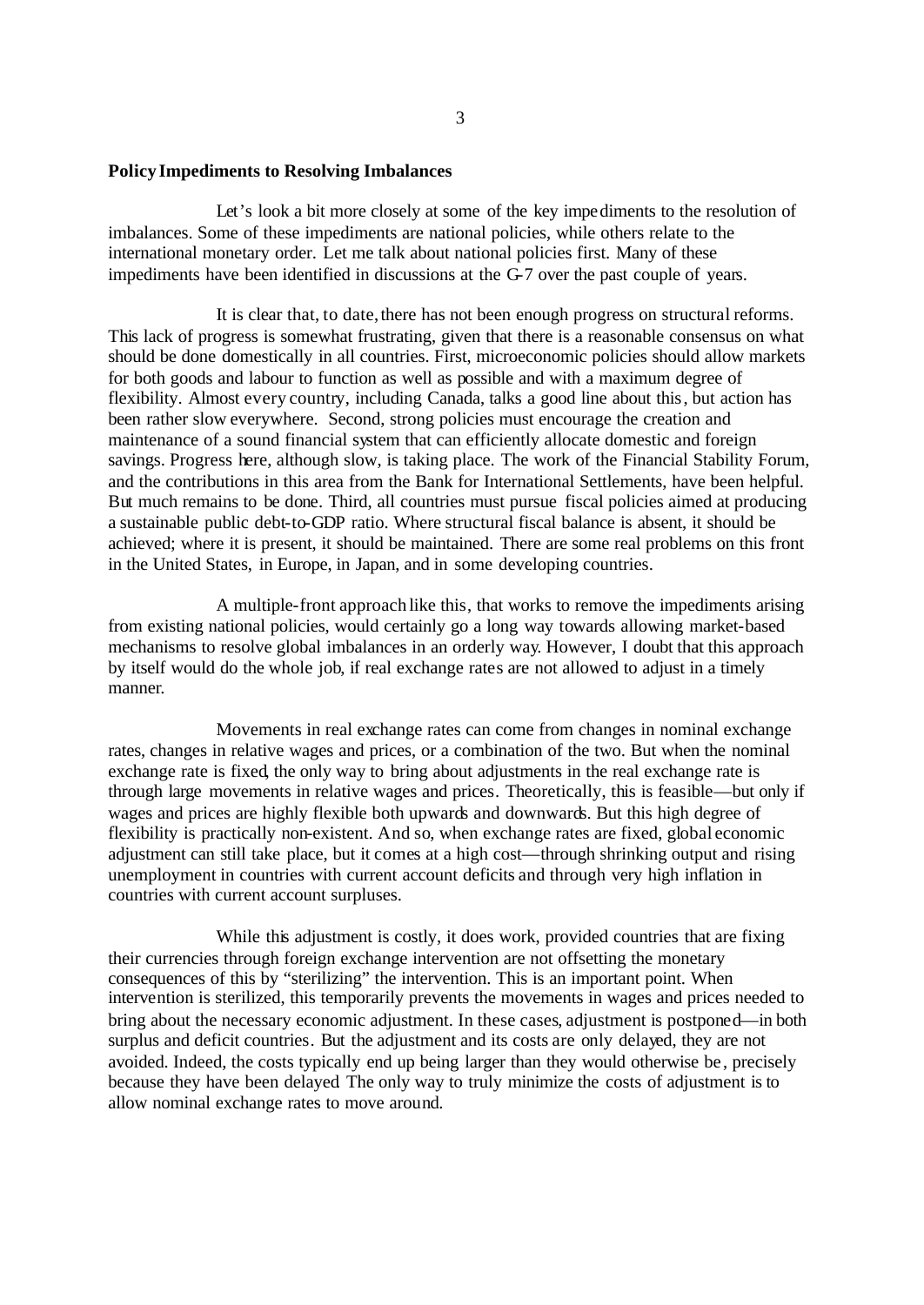**Policy Impediments to Resolving Imbalances**

Let's look a bit more closely at some of the key impediments to the resolution of imbalances. Some of these impediments are national policies, while others relate to the international monetary order. Let me talk about national policies first. Many of these impediments have been identified in discussions at the G-7 over the past couple of years.

It is clear that, to date, there has not been enough progress on structural reforms. This lack of progress is somewhat frustrating, given that there is a reasonable consensus on what should be done domestically in all countries. First, microeconomic policies should allow markets for both goods and labour to function as well as possible and with a maximum degree of flexibility. Almost every country, including Canada, talks a good line about this, but action has been rather slow everywhere. Second, strong policies must encourage the creation and maintenance of a sound financial system that can efficiently allocate domestic and foreign savings. Progress here, although slow, is taking place. The work of the Financial Stability Forum, and the contributions in this area from the Bank for International Settlements, have been helpful. But much remains to be done. Third, all countries must pursue fiscal policies aimed at producing a sustainable public debt-to-GDP ratio. Where structural fiscal balance is absent, it should be achieved; where it is present, it should be maintained. There are some real problems on this front in the United States, in Europe, in Japan, and in some developing countries.

A multiple-front approach like this, that works to remove the impediments arising from existing national policies, would certainly go a long way towards allowing market-based mechanisms to resolve global imbalances in an orderly way. However, I doubt that this approach by itself would do the whole job, if real exchange rates are not allowed to adjust in a timely manner.

Movements in real exchange rates can come from changes in nominal exchange rates, changes in relative wages and prices, or a combination of the two. But when the nominal exchange rate is fixed, the only way to bring about adjustments in the real exchange rate is through large movements in relative wages and prices. Theoretically, this is feasible—but only if wages and prices are highly flexible both upwards and downwards. But this high degree of flexibility is practically non-existent. And so, when exchange rates are fixed, global economic adjustment can still take place, but it comes at a high cost—through shrinking output and rising unemployment in countries with current account deficits and through very high inflation in countries with current account surpluses.

While this adjustment is costly, it does work, provided countries that are fixing their currencies through foreign exchange intervention are not offsetting the monetary consequences of this by "sterilizing" the intervention. This is an important point. When intervention is sterilized, this temporarily prevents the movements in wages and prices needed to bring about the necessary economic adjustment. In these cases, adjustment is postponed—in both surplus and deficit countries. But the adjustment and its costs are only delayed, they are not avoided. Indeed, the costs typically end up being larger than they would otherwise be, precisely because they have been delayed. The only way to truly minimize the costs of adjustment is to allow nominal exchange rates to move around.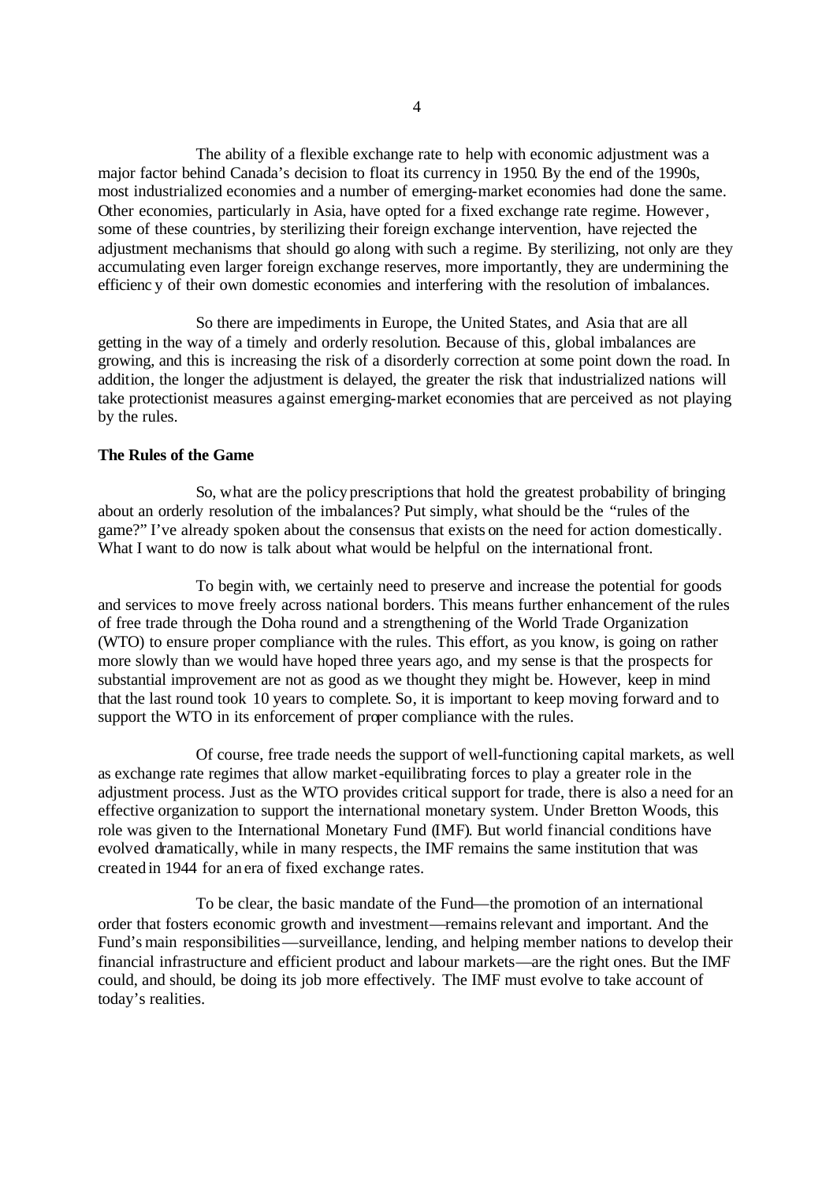The ability of a flexible exchange rate to help with economic adjustment was a major factor behind Canada's decision to float its currency in 1950. By the end of the 1990s, most industrialized economies and a number of emerging-market economies had done the same. Other economies, particularly in Asia, have opted for a fixed exchange rate regime. However, some of these countries, by sterilizing their foreign exchange intervention, have rejected the adjustment mechanisms that should go along with such a regime. By sterilizing, not only are they accumulating even larger foreign exchange reserves, more importantly, they are undermining the efficiency of their own domestic economies and interfering with the resolution of imbalances.

So there are impediments in Europe, the United States, and Asia that are all getting in the way of a timely and orderly resolution. Because of this, global imbalances are growing, and this is increasing the risk of a disorderly correction at some point down the road. In addition, the longer the adjustment is delayed, the greater the risk that industrialized nations will take protectionist measures against emerging-market economies that are perceived as not playing by the rules.

**The Rules of the Game**

So, what are the policy prescriptions that hold the greatest probability of bringing about an orderly resolution of the imbalances? Put simply, what should be the "rules of the game?" I've already spoken about the consensus that exists on the need for action domestically. What I want to do now is talk about what would be helpful on the international front.

To begin with, we certainly need to preserve and increase the potential for goods and services to move freely across national borders. This means further enhancement of the rules of free trade through the Doha round and a strengthening of the World Trade Organization (WTO) to ensure proper compliance with the rules. This effort, as you know, is going on rather more slowly than we would have hoped three years ago, and my sense is that the prospects for substantial improvement are not as good as we thought they might be. However, keep in mind that the last round took 10 years to complete. So, it is important to keep moving forward and to support the WTO in its enforcement of proper compliance with the rules.

Of course, free trade needs the support of well-functioning capital markets, as well as exchange rate regimes that allow market-equilibrating forces to play a greater role in the adjustment process. Just as the WTO provides critical support for trade, there is also a need for an effective organization to support the international monetary system. Under Bretton Woods, this role was given to the International Monetary Fund (IMF). But world financial conditions have evolved dramatically, while in many respects, the IMF remains the same institution that was created in 1944 for an era of fixed exchange rates.

To be clear, the basic mandate of the Fund—the promotion of an international order that fosters economic growth and investment—remains relevant and important. And the Fund's main responsibilities—surveillance, lending, and helping member nations to develop their financial infrastructure and efficient product and labour markets—are the right ones. But the IMF could, and should, be doing its job more effectively. The IMF must evolve to take account of today's realities.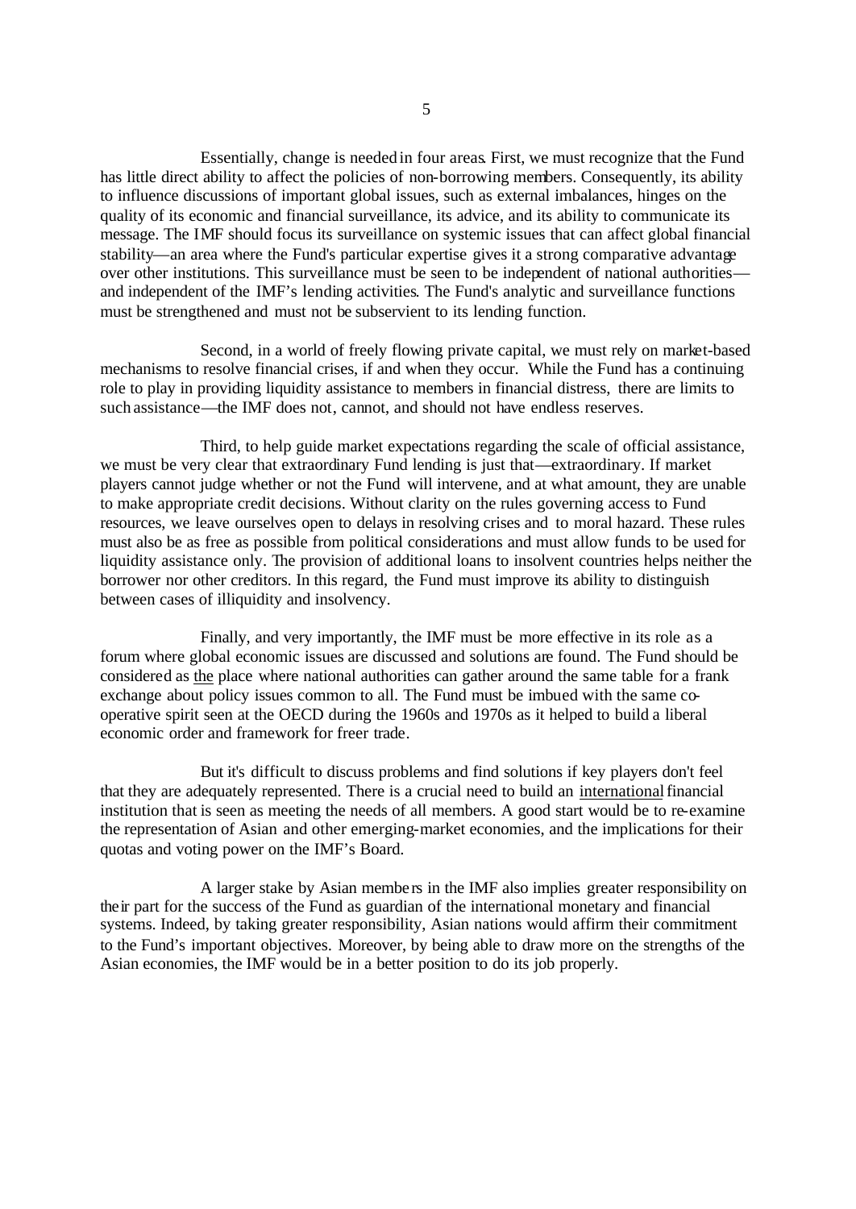Essentially, change is needed in four areas. First, we must recognize that the Fund has little direct ability to affect the policies of non-borrowing members. Consequently, its ability to influence discussions of important global issues, such as external imbalances, hinges on the quality of its economic and financial surveillance, its advice, and its ability to communicate its message. The IMF should focus its surveillance on systemic issues that can affect global financial stability—an area where the Fund's particular expertise gives it a strong comparative advantage over other institutions. This surveillance must be seen to be independent of national authorities—and independent of the IMF's lending activities. The Fund's analytic and surveillance functions must be strengthened and must not be subservient to its lending function.

Second, in a world of freely flowing private capital, we must rely on market-based mechanisms to resolve financial crises, if and when they occur. While the Fund has a continuing role to play in providing liquidity assistance to members in financial distress, there are limits to such assistance—the IMF does not, cannot, and should not have endless reserves.

Third, to help guide market expectations regarding the scale of official assistance, we must be very clear that extraordinary Fund lending is just that—extraordinary. If market players cannot judge whether or not the Fund will intervene, and at what amount, they are unable to make appropriate credit decisions. Without clarity on the rules governing access to Fund resources, we leave ourselves open to delays in resolving crises and to moral hazard. These rules must also be as free as possible from political considerations and must allow funds to be used for liquidity assistance only. The provision of additional loans to insolvent countries helps neither the borrower nor other creditors. In this regard, the Fund must improve its ability to distinguish between cases of illiquidity and insolvency.

Finally, and very importantly, the IMF must be more effective in its role as a forum where global economic issues are discussed and solutions are found. The Fund should be considered as the place where national authorities can gather around the same table for a frank exchange about policy issues common to all. The Fund must be imbued with the same co-operative spirit seen at the OECD during the 1960s and 1970s as it helped to build a liberal economic order and framework for freer trade.

But it's difficult to discuss problems and find solutions if key players don't feel that they are adequately represented. There is a crucial need to build an international financial institution that is seen as meeting the needs of all members. A good start would be to re-examine the representation of Asian and other emerging-market economies, and the implications for their quotas and voting power on the IMF's Board.

A larger stake by Asian members in the IMF also implies greater responsibility on their part for the success of the Fund as guardian of the international monetary and financial systems. Indeed, by taking greater responsibility, Asian nations would affirm their commitment to the Fund's important objectives. Moreover, by being able to draw more on the strengths of the Asian economies, the IMF would be in a better position to do its job properly.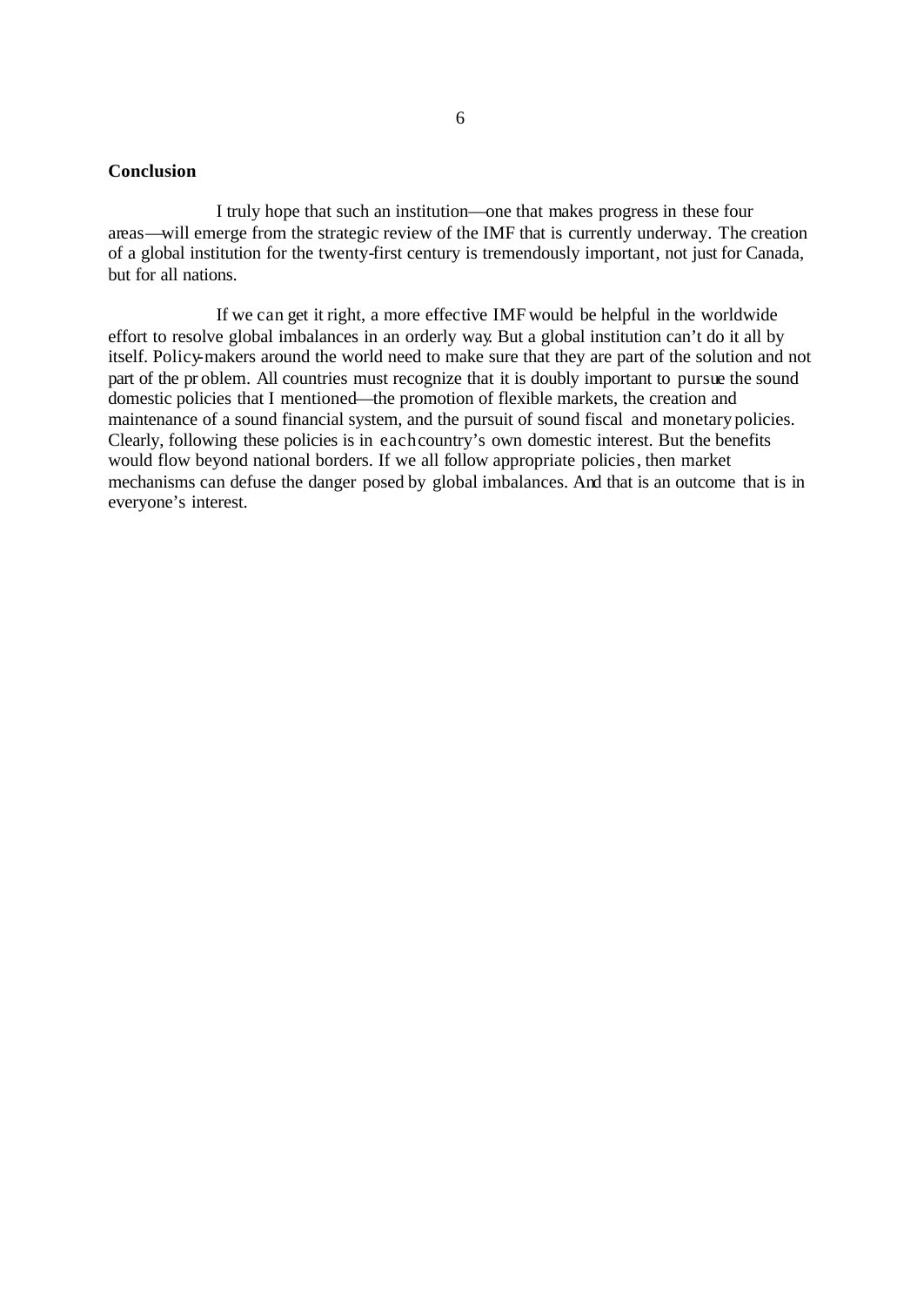**Conclusion**

I truly hope that such an institution—one that makes progress in these four areas—will emerge from the strategic review of the IMF that is currently underway. The creation of a global institution for the twenty-first century is tremendously important, not just for Canada, but for all nations.

If we can get it right, a more effective IMF would be helpful in the worldwide effort to resolve global imbalances in an orderly way. But a global institution can't do it all by itself. Policy-makers around the world need to make sure that they are part of the solution and not part of the problem. All countries must recognize that it is doubly important to pursue the sound domestic policies that I mentioned—the promotion of flexible markets, the creation and maintenance of a sound financial system, and the pursuit of sound fiscal and monetary policies. Clearly, following these policies is in each country's own domestic interest. But the benefits would flow beyond national borders. If we all follow appropriate policies, then market mechanisms can defuse the danger posed by global imbalances. And that is an outcome that is in everyone's interest.